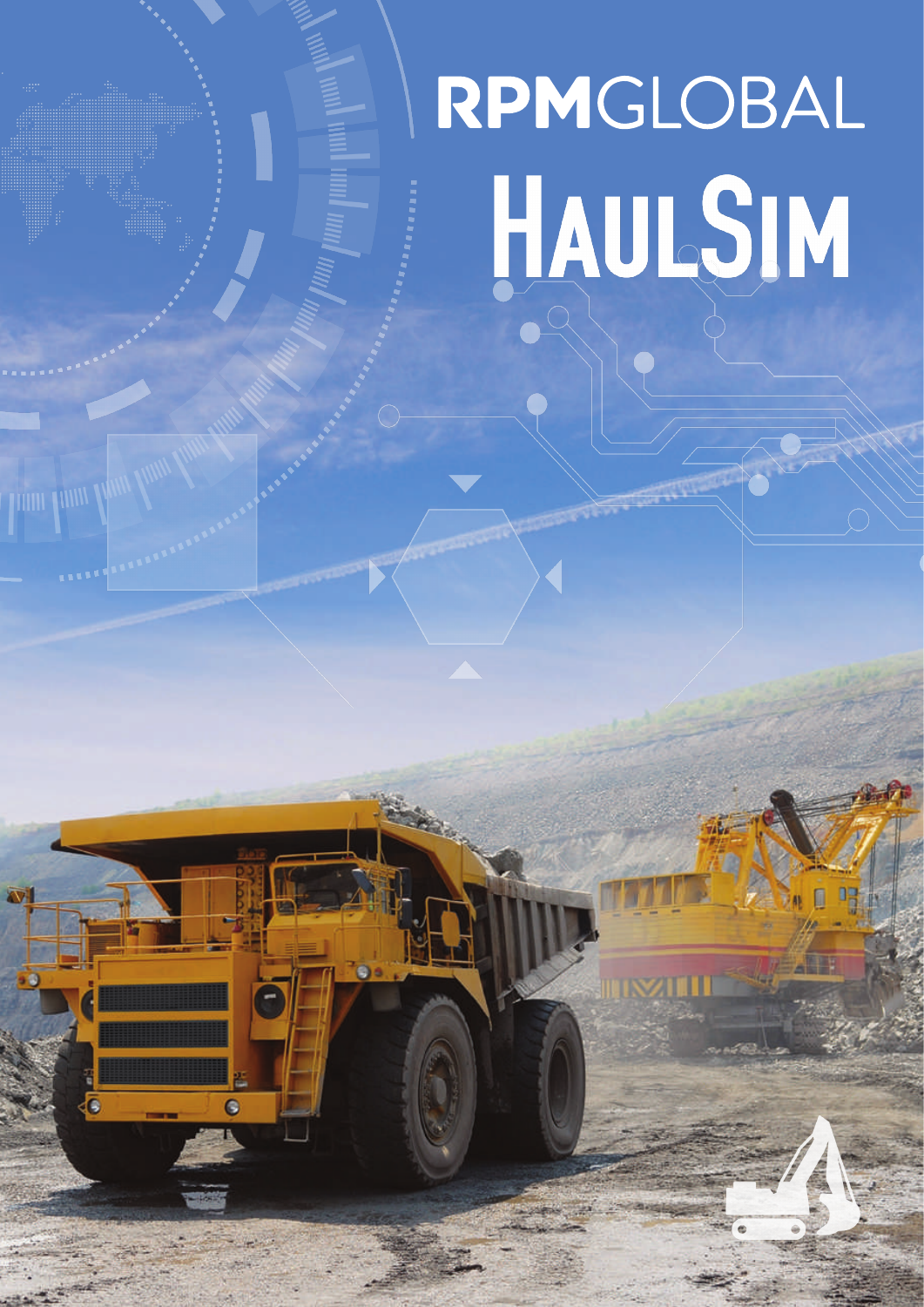# RPMGLOBAL

# HAULSIM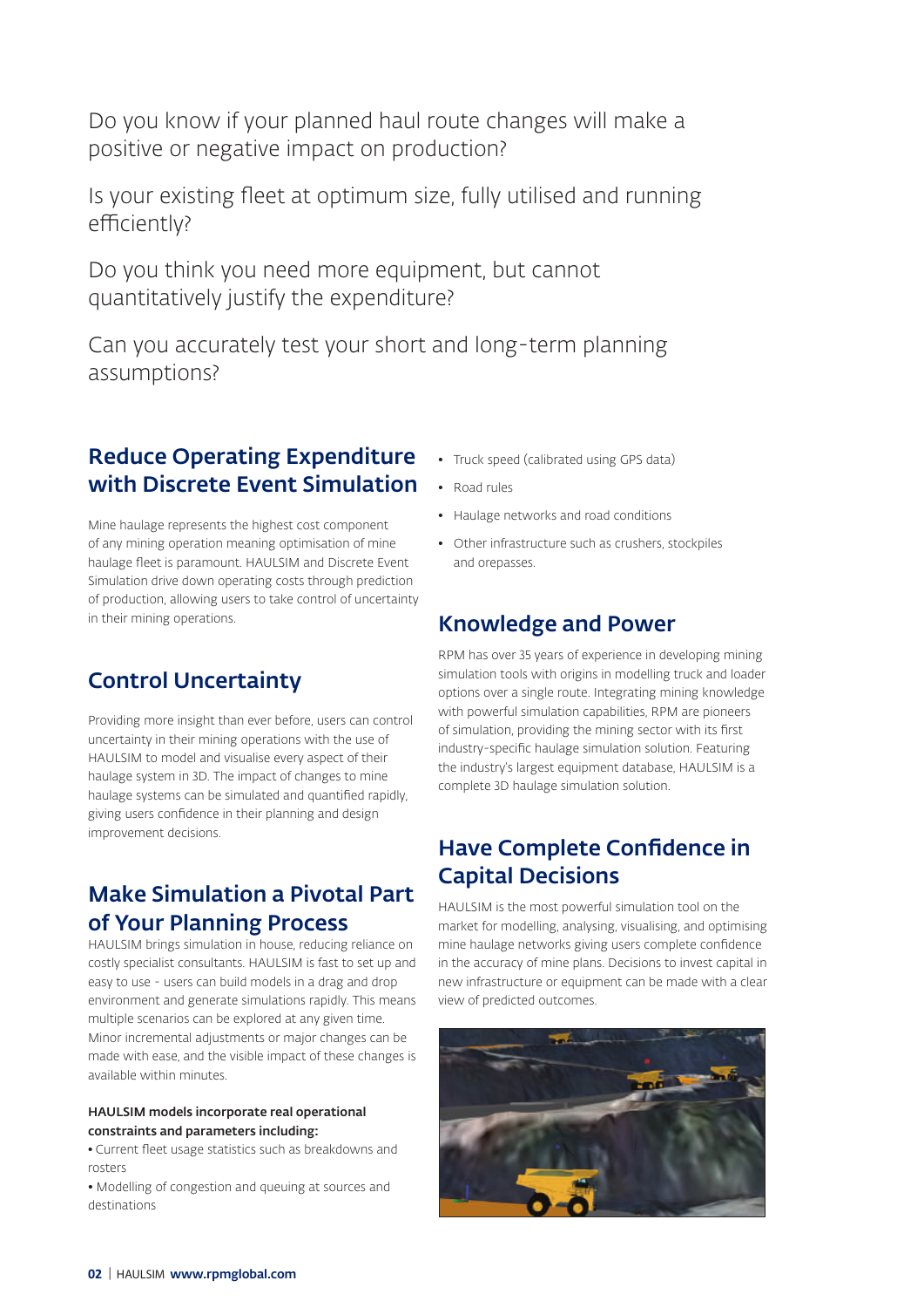Do you know if your planned haul route changes will make a positive or negative impact on production?

Is your existing fleet at optimum size, fully utilised and running efficiently?

Do you think you need more equipment, but cannot quantitatively justify the expenditure?

Can you accurately test your short and long-term planning assumptions?

## Reduce Operating Expenditure with Discrete Event Simulation

Mine haulage represents the highest cost component of any mining operation meaning optimisation of mine haulage fleet is paramount. HAULSIM and Discrete Event Simulation drive down operating costs through prediction of production, allowing users to take control of uncertainty in their mining operations.

## Control Uncertainty

Providing more insight than ever before, users can control uncertainty in their mining operations with the use of HAULSIM to model and visualise every aspect of their haulage system in 3D. The impact of changes to mine haulage systems can be simulated and quantified rapidly, giving users confidence in their planning and design improvement decisions.

## Make Simulation a Pivotal Part of Your Planning Process

HAULSIM brings simulation in house, reducing reliance on costly specialist consultants. HAULSIM is fast to set up and easy to use - users can build models in a drag and drop environment and generate simulations rapidly. This means multiple scenarios can be explored at any given time. Minor incremental adjustments or major changes can be made with ease, and the visible impact of these changes is available within minutes.

**HAULSIM models incorporate real operational constraints and parameters including:**

- Current fleet usage statistics such as breakdowns and rosters
- Modelling of congestion and queuing at sources and destinations
- Truck speed (calibrated using GPS data)
- Road rules
- Haulage networks and road conditions
- Other infrastructure such as crushers, stockpiles and orepasses.

## Knowledge and Power

RPM has over 35 years of experience in developing mining simulation tools with origins in modelling truck and loader options over a single route. Integrating mining knowledge with powerful simulation capabilities, RPM are pioneers of simulation, providing the mining sector with its first industry-specific haulage simulation solution. Featuring the industry's largest equipment database, HAULSIM is a complete 3D haulage simulation solution.

## Have Complete Confidence in Capital Decisions

HAULSIM is the most powerful simulation tool on the market for modelling, analysing, visualising, and optimising mine haulage networks giving users complete confidence in the accuracy of mine plans. Decisions to invest capital in new infrastructure or equipment can be made with a clear view of predicted outcomes.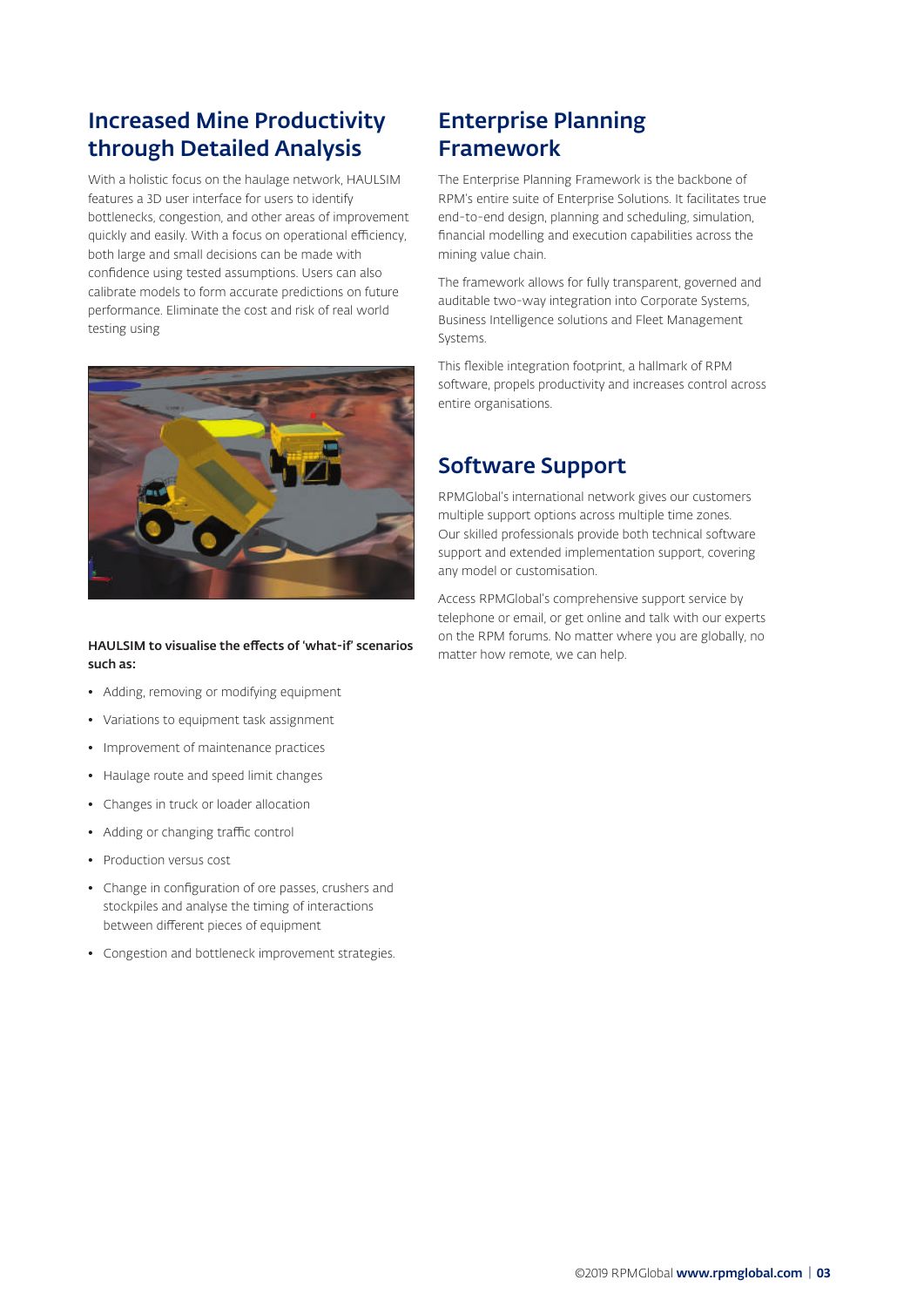## Increased Mine Productivity through Detailed Analysis

With a holistic focus on the haulage network, HAULSIM features a 3D user interface for users to identify bottlenecks, congestion, and other areas of improvement quickly and easily. With a focus on operational efficiency, both large and small decisions can be made with confidence using tested assumptions. Users can also calibrate models to form accurate predictions on future performance. Eliminate the cost and risk of real world testing using

**HAULSIM to visualise the effects of 'what-if' scenarios such as:**

- Adding, removing or modifying equipment
- Variations to equipment task assignment
- Improvement of maintenance practices
- Haulage route and speed limit changes
- Changes in truck or loader allocation
- Adding or changing traffic control
- Production versus cost
- Change in configuration of ore passes, crushers and stockpiles and analyse the timing of interactions between different pieces of equipment
- Congestion and bottleneck improvement strategies.

## Enterprise Planning Framework

The Enterprise Planning Framework is the backbone of RPM's entire suite of Enterprise Solutions. It facilitates true end-to-end design, planning and scheduling, simulation, financial modelling and execution capabilities across the mining value chain.

The framework allows for fully transparent, governed and auditable two-way integration into Corporate Systems, Business Intelligence solutions and Fleet Management Systems.

This flexible integration footprint, a hallmark of RPM software, propels productivity and increases control across entire organisations.

## Software Support

RPMGlobal's international network gives our customers multiple support options across multiple time zones. Our skilled professionals provide both technical software support and extended implementation support, covering any model or customisation.

Access RPMGlobal's comprehensive support service by telephone or email, or get online and talk with our experts on the RPM forums. No matter where you are globally, no matter how remote, we can help.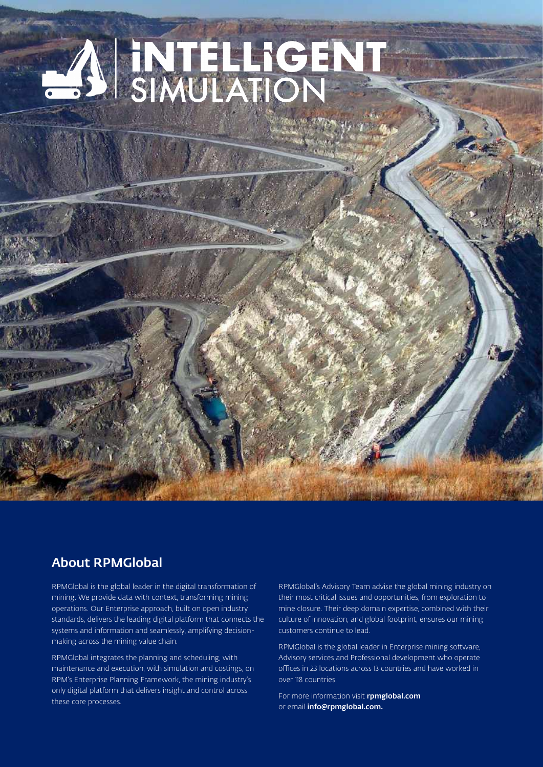# iNTELLiGENT SIMULATION

## About RPMGlobal

RPMGlobal is the global leader in the digital transformation of mining. We provide data with context, transforming mining operations. Our Enterprise approach, built on open industry standards, delivers the leading digital platform that connects the systems and information and seamlessly, amplifying decision-making across the mining value chain.

RPMGlobal integrates the planning and scheduling, with maintenance and execution, with simulation and costings, on RPM's Enterprise Planning Framework, the mining industry's only digital platform that delivers insight and control across these core processes.

RPMGlobal's Advisory Team advise the global mining industry on their most critical issues and opportunities, from exploration to mine closure. Their deep domain expertise, combined with their culture of innovation, and global footprint, ensures our mining customers continue to lead.

RPMGlobal is the global leader in Enterprise mining software, Advisory services and Professional development who operate offices in 23 locations across 13 countries and have worked in over 118 countries.

For more information visit **rpmglobal.com** or email **info@rpmglobal.com.**